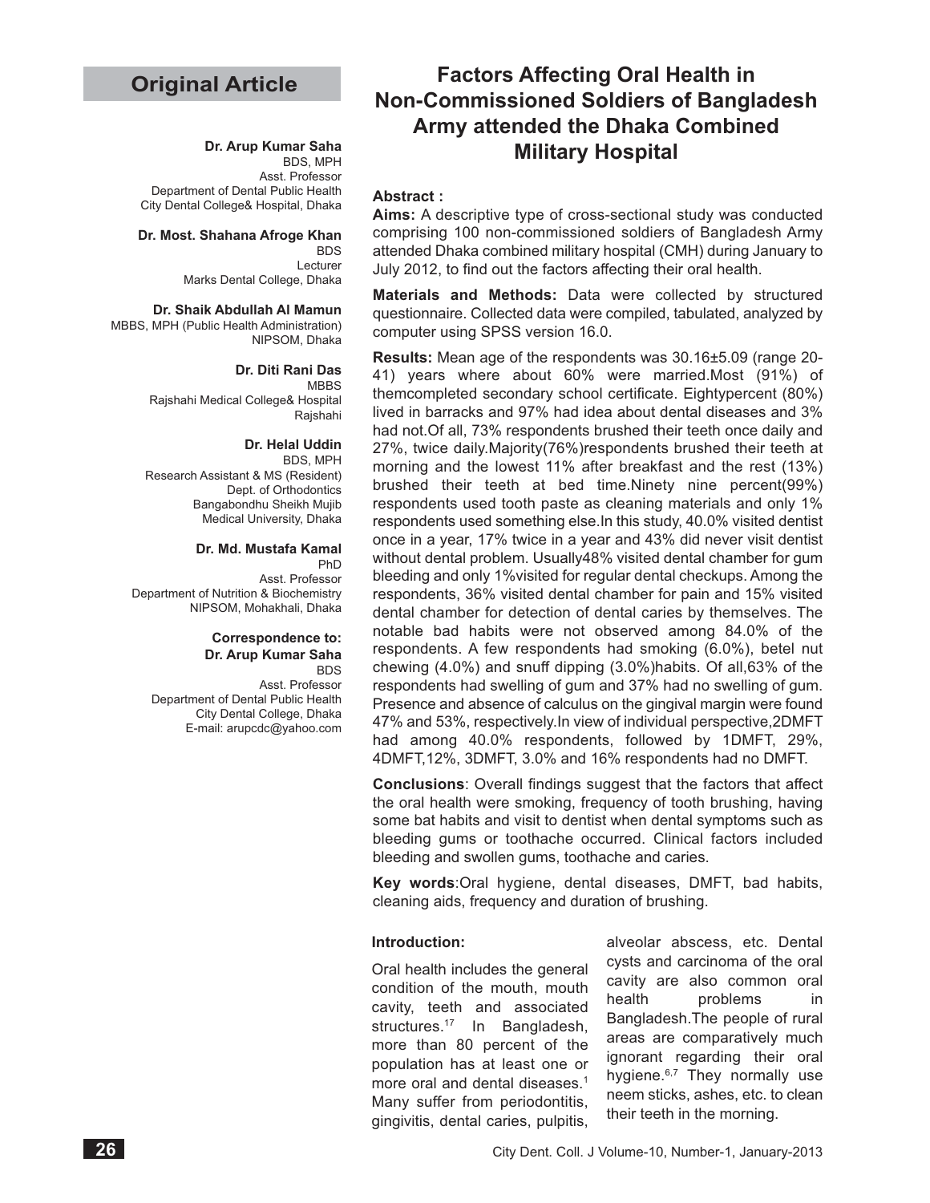**Original Article**

# Factors Affecting Oral Health in Non-Commissioned Soldiers of Bangladesh Army attended the Dhaka Combined Military Hospital

**Dr. Arup Kumar Saha**
BDS, MPH
Asst. Professor
Department of Dental Public Health
City Dental College& Hospital, Dhaka

**Dr. Most. Shahana Afroge Khan**
BDS
Lecturer
Marks Dental College, Dhaka

**Dr. Shaik Abdullah Al Mamun**
MBBS, MPH (Public Health Administration)
NIPSOM, Dhaka

**Dr. Diti Rani Das**
MBBS
Rajshahi Medical College& Hospital
Rajshahi

**Dr. Helal Uddin**
BDS, MPH
Research Assistant & MS (Resident)
Dept. of Orthodontics
Bangabondhu Sheikh Mujib
Medical University, Dhaka

**Dr. Md. Mustafa Kamal**
PhD
Asst. Professor
Department of Nutrition & Biochemistry
NIPSOM, Mohakhali, Dhaka

**Correspondence to:**
**Dr. Arup Kumar Saha**
BDS
Asst. Professor
Department of Dental Public Health
City Dental College, Dhaka
E-mail: arupcdc@yahoo.com

### Abstract :

**Aims:** A descriptive type of cross-sectional study was conducted comprising 100 non-commissioned soldiers of Bangladesh Army attended Dhaka combined military hospital (CMH) during January to July 2012, to find out the factors affecting their oral health.

**Materials and Methods:** Data were collected by structured questionnaire. Collected data were compiled, tabulated, analyzed by computer using SPSS version 16.0.

**Results:** Mean age of the respondents was 30.16±5.09 (range 20-41) years where about 60% were married.Most (91%) of themcompleted secondary school certificate. Eightypercent (80%) lived in barracks and 97% had idea about dental diseases and 3% had not.Of all, 73% respondents brushed their teeth once daily and 27%, twice daily.Majority(76%)respondents brushed their teeth at morning and the lowest 11% after breakfast and the rest (13%) brushed their teeth at bed time.Ninety nine percent(99%) respondents used tooth paste as cleaning materials and only 1% respondents used something else.In this study, 40.0% visited dentist once in a year, 17% twice in a year and 43% did never visit dentist without dental problem. Usually48% visited dental chamber for gum bleeding and only 1%visited for regular dental checkups. Among the respondents, 36% visited dental chamber for pain and 15% visited dental chamber for detection of dental caries by themselves. The notable bad habits were not observed among 84.0% of the respondents. A few respondents had smoking (6.0%), betel nut chewing (4.0%) and snuff dipping (3.0%)habits. Of all,63% of the respondents had swelling of gum and 37% had no swelling of gum. Presence and absence of calculus on the gingival margin were found 47% and 53%, respectively.In view of individual perspective,2DMFT had among 40.0% respondents, followed by 1DMFT, 29%, 4DMFT,12%, 3DMFT, 3.0% and 16% respondents had no DMFT.

**Conclusions**: Overall findings suggest that the factors that affect the oral health were smoking, frequency of tooth brushing, having some bat habits and visit to dentist when dental symptoms such as bleeding gums or toothache occurred. Clinical factors included bleeding and swollen gums, toothache and caries.

**Key words**:Oral hygiene, dental diseases, DMFT, bad habits, cleaning aids, frequency and duration of brushing.

### Introduction:

Oral health includes the general condition of the mouth, mouth cavity, teeth and associated structures.[17] In Bangladesh, more than 80 percent of the population has at least one or more oral and dental diseases.[1] Many suffer from periodontitis, gingivitis, dental caries, pulpitis, alveolar abscess, etc. Dental cysts and carcinoma of the oral cavity are also common oral health problems in Bangladesh.The people of rural areas are comparatively much ignorant regarding their oral hygiene.[6,7] They normally use neem sticks, ashes, etc. to clean their teeth in the morning.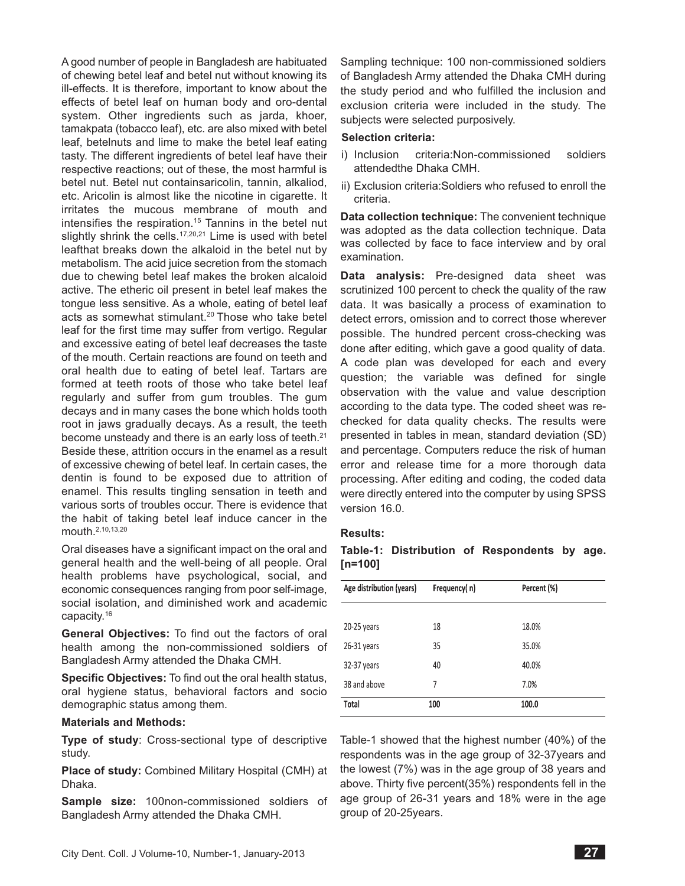A good number of people in Bangladesh are habituated of chewing betel leaf and betel nut without knowing its ill-effects. It is therefore, important to know about the effects of betel leaf on human body and oro-dental system. Other ingredients such as jarda, khoer, tamakpata (tobacco leaf), etc. are also mixed with betel leaf, betelnuts and lime to make the betel leaf eating tasty. The different ingredients of betel leaf have their respective reactions; out of these, the most harmful is betel nut. Betel nut containsaricolin, tannin, alkaliod, etc. Aricolin is almost like the nicotine in cigarette. It irritates the mucous membrane of mouth and intensifies the respiration.[15] Tannins in the betel nut slightly shrink the cells.[17,20,21] Lime is used with betel leafthat breaks down the alkaloid in the betel nut by metabolism. The acid juice secretion from the stomach due to chewing betel leaf makes the broken alcaloid active. The etheric oil present in betel leaf makes the tongue less sensitive. As a whole, eating of betel leaf acts as somewhat stimulant.[20] Those who take betel leaf for the first time may suffer from vertigo. Regular and excessive eating of betel leaf decreases the taste of the mouth. Certain reactions are found on teeth and oral health due to eating of betel leaf. Tartars are formed at teeth roots of those who take betel leaf regularly and suffer from gum troubles. The gum decays and in many cases the bone which holds tooth root in jaws gradually decays. As a result, the teeth become unsteady and there is an early loss of teeth.[21] Beside these, attrition occurs in the enamel as a result of excessive chewing of betel leaf. In certain cases, the dentin is found to be exposed due to attrition of enamel. This results tingling sensation in teeth and various sorts of troubles occur. There is evidence that the habit of taking betel leaf induce cancer in the mouth.[2,10,13,20]

Oral diseases have a significant impact on the oral and general health and the well-being of all people. Oral health problems have psychological, social, and economic consequences ranging from poor self-image, social isolation, and diminished work and academic capacity.[16]

**General Objectives:** To find out the factors of oral health among the non-commissioned soldiers of Bangladesh Army attended the Dhaka CMH.

**Specific Objectives:** To find out the oral health status, oral hygiene status, behavioral factors and socio demographic status among them.

**Materials and Methods:**

**Type of study**: Cross-sectional type of descriptive study.

**Place of study:** Combined Military Hospital (CMH) at Dhaka.

**Sample size:** 100non-commissioned soldiers of Bangladesh Army attended the Dhaka CMH.

Sampling technique: 100 non-commissioned soldiers of Bangladesh Army attended the Dhaka CMH during the study period and who fulfilled the inclusion and exclusion criteria were included in the study. The subjects were selected purposively.

**Selection criteria:**

i) Inclusion criteria:Non-commissioned soldiers attendedthe Dhaka CMH.

ii) Exclusion criteria:Soldiers who refused to enroll the criteria.

**Data collection technique:** The convenient technique was adopted as the data collection technique. Data was collected by face to face interview and by oral examination.

**Data analysis:** Pre-designed data sheet was scrutinized 100 percent to check the quality of the raw data. It was basically a process of examination to detect errors, omission and to correct those wherever possible. The hundred percent cross-checking was done after editing, which gave a good quality of data. A code plan was developed for each and every question; the variable was defined for single observation with the value and value description according to the data type. The coded sheet was re-checked for data quality checks. The results were presented in tables in mean, standard deviation (SD) and percentage. Computers reduce the risk of human error and release time for a more thorough data processing. After editing and coding, the coded data were directly entered into the computer by using SPSS version 16.0.

**Results:**

**Table-1: Distribution of Respondents by age. [n=100]**

| Age distribution (years) | Frequency( n) | Percent (%) |
|---|---|---|
| 20-25 years | 18 | 18.0% |
| 26-31 years | 35 | 35.0% |
| 32-37 years | 40 | 40.0% |
| 38 and above | 7 | 7.0% |
| **Total** | **100** | **100.0** |

Table-1 showed that the highest number (40%) of the respondents was in the age group of 32-37years and the lowest (7%) was in the age group of 38 years and above. Thirty five percent(35%) respondents fell in the age group of 26-31 years and 18% were in the age group of 20-25years.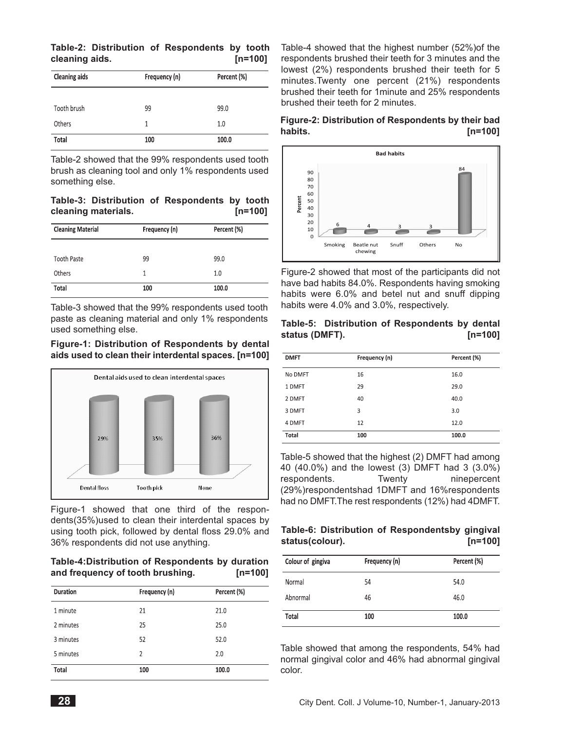**Table-2: Distribution of Respondents by tooth cleaning aids. [n=100]**

| Cleaning aids | Frequency (n) | Percent (%) |
|---|---|---|
| Tooth brush | 99 | 99.0 |
| Others | 1 | 1.0 |
| **Total** | **100** | **100.0** |

Table-2 showed that the 99% respondents used tooth brush as cleaning tool and only 1% respondents used something else.

**Table-3: Distribution of Respondents by tooth cleaning materials. [n=100]**

| Cleaning Material | Frequency (n) | Percent (%) |
|---|---|---|
| Tooth Paste | 99 | 99.0 |
| Others | 1 | 1.0 |
| **Total** | **100** | **100.0** |

Table-3 showed that the 99% respondents used tooth paste as cleaning material and only 1% respondents used something else.

**Figure-1: Distribution of Respondents by dental aids used to clean their interdental spaces. [n=100]**

Figure-1 showed that one third of the respondents(35%)used to clean their interdental spaces by using tooth pick, followed by dental floss 29.0% and 36% respondents did not use anything.

**Table-4:Distribution of Respondents by duration and frequency of tooth brushing. [n=100]**

| Duration | Frequency (n) | Percent (%) |
|---|---|---|
| 1 minute | 21 | 21.0 |
| 2 minutes | 25 | 25.0 |
| 3 minutes | 52 | 52.0 |
| 5 minutes | 2 | 2.0 |
| **Total** | **100** | **100.0** |

Table-4 showed that the highest number (52%)of the respondents brushed their teeth for 3 minutes and the lowest (2%) respondents brushed their teeth for 5 minutes.Twenty one percent (21%) respondents brushed their teeth for 1minute and 25% respondents brushed their teeth for 2 minutes.

**Figure-2: Distribution of Respondents by their bad habits. [n=100]**

Figure-2 showed that most of the participants did not have bad habits 84.0%. Respondents having smoking habits were 6.0% and betel nut and snuff dipping habits were 4.0% and 3.0%, respectively.

**Table-5: Distribution of Respondents by dental status (DMFT). [n=100]**

| DMFT | Frequency (n) | Percent (%) |
|---|---|---|
| No DMFT | 16 | 16.0 |
| 1 DMFT | 29 | 29.0 |
| 2 DMFT | 40 | 40.0 |
| 3 DMFT | 3 | 3.0 |
| 4 DMFT | 12 | 12.0 |
| **Total** | **100** | **100.0** |

Table-5 showed that the highest (2) DMFT had among 40 (40.0%) and the lowest (3) DMFT had 3 (3.0%) respondents. Twenty ninepercent (29%)respondentshad 1DMFT and 16%respondents had no DMFT.The rest respondents (12%) had 4DMFT.

**Table-6: Distribution of Respondentsby gingival status(colour). [n=100]**

| Colour of gingiva | Frequency (n) | Percent (%) |
|---|---|---|
| Normal | 54 | 54.0 |
| Abnormal | 46 | 46.0 |
| **Total** | **100** | **100.0** |

Table showed that among the respondents, 54% had normal gingival color and 46% had abnormal gingival color.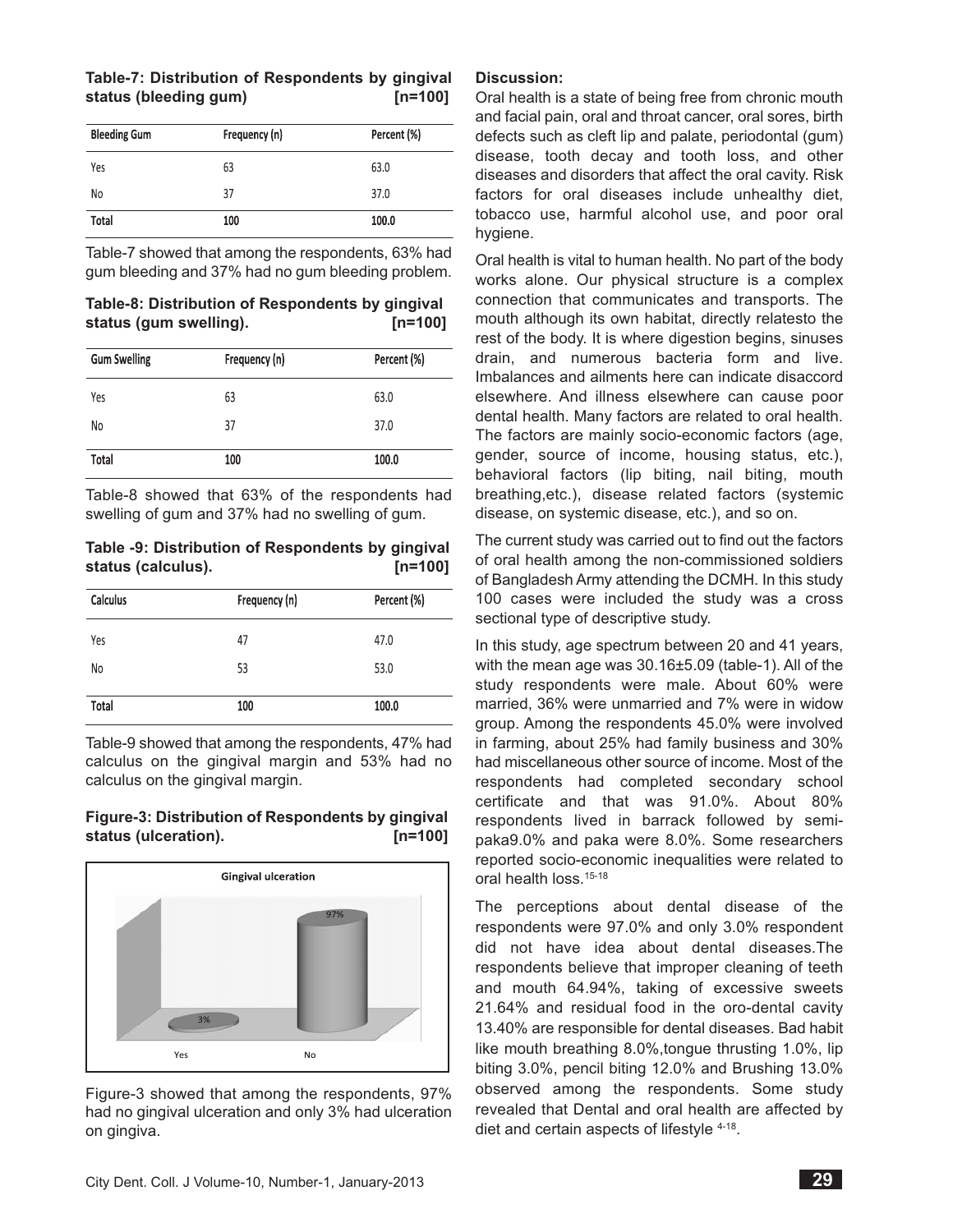**Table-7: Distribution of Respondents by gingival status (bleeding gum) [n=100]**

| Bleeding Gum | Frequency (n) | Percent (%) |
|---|---|---|
| Yes | 63 | 63.0 |
| No | 37 | 37.0 |
| **Total** | **100** | **100.0** |

Table-7 showed that among the respondents, 63% had gum bleeding and 37% had no gum bleeding problem.

**Table-8: Distribution of Respondents by gingival status (gum swelling). [n=100]**

| Gum Swelling | Frequency (n) | Percent (%) |
|---|---|---|
| Yes | 63 | 63.0 |
| No | 37 | 37.0 |
| **Total** | **100** | **100.0** |

Table-8 showed that 63% of the respondents had swelling of gum and 37% had no swelling of gum.

**Table -9: Distribution of Respondents by gingival status (calculus). [n=100]**

| Calculus | Frequency (n) | Percent (%) |
|---|---|---|
| Yes | 47 | 47.0 |
| No | 53 | 53.0 |
| **Total** | **100** | **100.0** |

Table-9 showed that among the respondents, 47% had calculus on the gingival margin and 53% had no calculus on the gingival margin.

**Figure-3: Distribution of Respondents by gingival status (ulceration). [n=100]**

Figure-3 showed that among the respondents, 97% had no gingival ulceration and only 3% had ulceration on gingiva.

**Discussion:**

Oral health is a state of being free from chronic mouth and facial pain, oral and throat cancer, oral sores, birth defects such as cleft lip and palate, periodontal (gum) disease, tooth decay and tooth loss, and other diseases and disorders that affect the oral cavity. Risk factors for oral diseases include unhealthy diet, tobacco use, harmful alcohol use, and poor oral hygiene.

Oral health is vital to human health. No part of the body works alone. Our physical structure is a complex connection that communicates and transports. The mouth although its own habitat, directly relatesto the rest of the body. It is where digestion begins, sinuses drain, and numerous bacteria form and live. Imbalances and ailments here can indicate disaccord elsewhere. And illness elsewhere can cause poor dental health. Many factors are related to oral health. The factors are mainly socio-economic factors (age, gender, source of income, housing status, etc.), behavioral factors (lip biting, nail biting, mouth breathing,etc.), disease related factors (systemic disease, on systemic disease, etc.), and so on.

The current study was carried out to find out the factors of oral health among the non-commissioned soldiers of Bangladesh Army attending the DCMH. In this study 100 cases were included the study was a cross sectional type of descriptive study.

In this study, age spectrum between 20 and 41 years, with the mean age was 30.16±5.09 (table-1). All of the study respondents were male. About 60% were married, 36% were unmarried and 7% were in widow group. Among the respondents 45.0% were involved in farming, about 25% had family business and 30% had miscellaneous other source of income. Most of the respondents had completed secondary school certificate and that was 91.0%. About 80% respondents lived in barrack followed by semi-paka9.0% and paka were 8.0%. Some researchers reported socio-economic inequalities were related to oral health loss.[15-18]

The perceptions about dental disease of the respondents were 97.0% and only 3.0% respondent did not have idea about dental diseases.The respondents believe that improper cleaning of teeth and mouth 64.94%, taking of excessive sweets 21.64% and residual food in the oro-dental cavity 13.40% are responsible for dental diseases. Bad habit like mouth breathing 8.0%,tongue thrusting 1.0%, lip biting 3.0%, pencil biting 12.0% and Brushing 13.0% observed among the respondents. Some study revealed that Dental and oral health are affected by diet and certain aspects of lifestyle [4-18].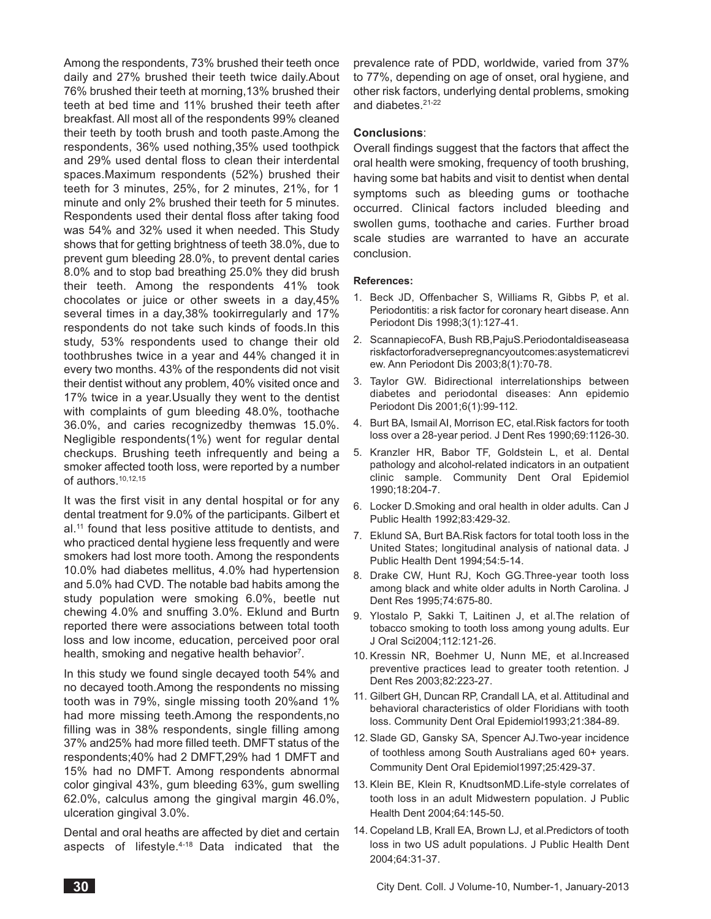Among the respondents, 73% brushed their teeth once daily and 27% brushed their teeth twice daily.About 76% brushed their teeth at morning,13% brushed their teeth at bed time and 11% brushed their teeth after breakfast. All most all of the respondents 99% cleaned their teeth by tooth brush and tooth paste.Among the respondents, 36% used nothing,35% used toothpick and 29% used dental floss to clean their interdental spaces.Maximum respondents (52%) brushed their teeth for 3 minutes, 25%, for 2 minutes, 21%, for 1 minute and only 2% brushed their teeth for 5 minutes. Respondents used their dental floss after taking food was 54% and 32% used it when needed. This Study shows that for getting brightness of teeth 38.0%, due to prevent gum bleeding 28.0%, to prevent dental caries 8.0% and to stop bad breathing 25.0% they did brush their teeth. Among the respondents 41% took chocolates or juice or other sweets in a day,45% several times in a day,38% tookirregularly and 17% respondents do not take such kinds of foods.In this study, 53% respondents used to change their old toothbrushes twice in a year and 44% changed it in every two months. 43% of the respondents did not visit their dentist without any problem, 40% visited once and 17% twice in a year.Usually they went to the dentist with complaints of gum bleeding 48.0%, toothache 36.0%, and caries recognizedby themwas 15.0%. Negligible respondents(1%) went for regular dental checkups. Brushing teeth infrequently and being a smoker affected tooth loss, were reported by a number of authors.[10,12,15]

It was the first visit in any dental hospital or for any dental treatment for 9.0% of the participants. Gilbert et al.[11] found that less positive attitude to dentists, and who practiced dental hygiene less frequently and were smokers had lost more tooth. Among the respondents 10.0% had diabetes mellitus, 4.0% had hypertension and 5.0% had CVD. The notable bad habits among the study population were smoking 6.0%, beetle nut chewing 4.0% and snuffing 3.0%. Eklund and Burtn reported there were associations between total tooth loss and low income, education, perceived poor oral health, smoking and negative health behavior[7].

In this study we found single decayed tooth 54% and no decayed tooth.Among the respondents no missing tooth was in 79%, single missing tooth 20%and 1% had more missing teeth.Among the respondents,no filling was in 38% respondents, single filling among 37% and25% had more filled teeth. DMFT status of the respondents;40% had 2 DMFT,29% had 1 DMFT and 15% had no DMFT. Among respondents abnormal color gingival 43%, gum bleeding 63%, gum swelling 62.0%, calculus among the gingival margin 46.0%, ulceration gingival 3.0%.

Dental and oral heaths are affected by diet and certain aspects of lifestyle.[4-18] Data indicated that the prevalence rate of PDD, worldwide, varied from 37% to 77%, depending on age of onset, oral hygiene, and other risk factors, underlying dental problems, smoking and diabetes.[21-22]

**Conclusions**:

Overall findings suggest that the factors that affect the oral health were smoking, frequency of tooth brushing, having some bat habits and visit to dentist when dental symptoms such as bleeding gums or toothache occurred. Clinical factors included bleeding and swollen gums, toothache and caries. Further broad scale studies are warranted to have an accurate conclusion.

**References:**

1. Beck JD, Offenbacher S, Williams R, Gibbs P, et al. Periodontitis: a risk factor for coronary heart disease. Ann Periodont Dis 1998;3(1):127-41.
2. ScannapiecoFA, Bush RB,PajuS.Periodontaldiseaseasa riskfactorforadversepregnancyoutcomes:asystematicrevi ew. Ann Periodont Dis 2003;8(1):70-78.
3. Taylor GW. Bidirectional interrelationships between diabetes and periodontal diseases: Ann epidemio Periodont Dis 2001;6(1):99-112.
4. Burt BA, Ismail AI, Morrison EC, etal.Risk factors for tooth loss over a 28-year period. J Dent Res 1990;69:1126-30.
5. Kranzler HR, Babor TF, Goldstein L, et al. Dental pathology and alcohol-related indicators in an outpatient clinic sample. Community Dent Oral Epidemiol 1990;18:204-7.
6. Locker D.Smoking and oral health in older adults. Can J Public Health 1992;83:429-32.
7. Eklund SA, Burt BA.Risk factors for total tooth loss in the United States; longitudinal analysis of national data. J Public Health Dent 1994;54:5-14.
8. Drake CW, Hunt RJ, Koch GG.Three-year tooth loss among black and white older adults in North Carolina. J Dent Res 1995;74:675-80.
9. Ylostalo P, Sakki T, Laitinen J, et al.The relation of tobacco smoking to tooth loss among young adults. Eur J Oral Sci2004;112:121-26.
10. Kressin NR, Boehmer U, Nunn ME, et al.Increased preventive practices lead to greater tooth retention. J Dent Res 2003;82:223-27.
11. Gilbert GH, Duncan RP, Crandall LA, et al. Attitudinal and behavioral characteristics of older Floridians with tooth loss. Community Dent Oral Epidemiol1993;21:384-89.
12. Slade GD, Gansky SA, Spencer AJ.Two-year incidence of toothless among South Australians aged 60+ years. Community Dent Oral Epidemiol1997;25:429-37.
13. Klein BE, Klein R, KnudtsonMD.Life-style correlates of tooth loss in an adult Midwestern population. J Public Health Dent 2004;64:145-50.
14. Copeland LB, Krall EA, Brown LJ, et al.Predictors of tooth loss in two US adult populations. J Public Health Dent 2004;64:31-37.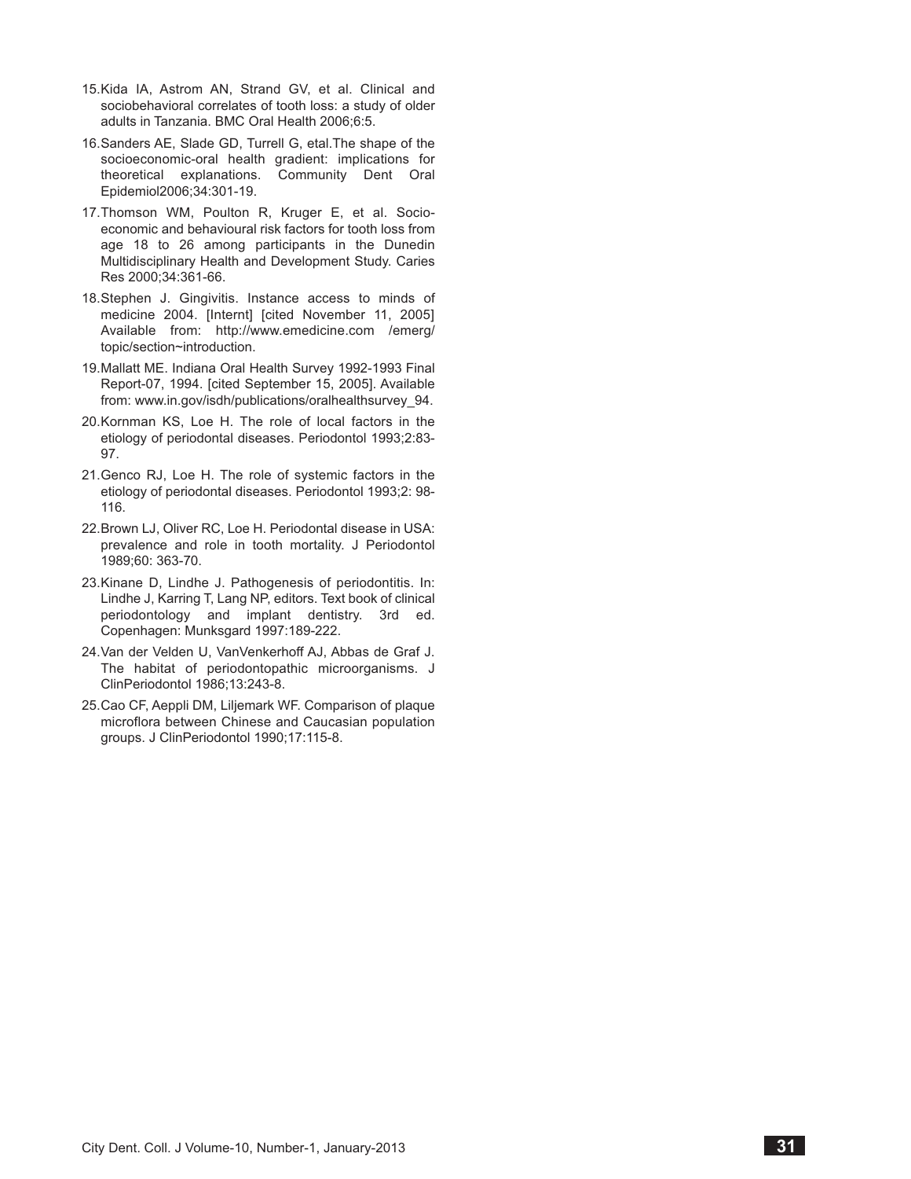15. Kida IA, Astrom AN, Strand GV, et al. Clinical and sociobehavioral correlates of tooth loss: a study of older adults in Tanzania. BMC Oral Health 2006;6:5.
16. Sanders AE, Slade GD, Turrell G, etal.The shape of the socioeconomic-oral health gradient: implications for theoretical explanations. Community Dent Oral Epidemiol2006;34:301-19.
17. Thomson WM, Poulton R, Kruger E, et al. Socio-economic and behavioural risk factors for tooth loss from age 18 to 26 among participants in the Dunedin Multidisciplinary Health and Development Study. Caries Res 2000;34:361-66.
18. Stephen J. Gingivitis. Instance access to minds of medicine 2004. [Internt] [cited November 11, 2005] Available from: http://www.emedicine.com /emerg/ topic/section~introduction.
19. Mallatt ME. Indiana Oral Health Survey 1992-1993 Final Report-07, 1994. [cited September 15, 2005]. Available from: www.in.gov/isdh/publications/oralhealthsurvey_94.
20. Kornman KS, Loe H. The role of local factors in the etiology of periodontal diseases. Periodontol 1993;2:83-97.
21. Genco RJ, Loe H. The role of systemic factors in the etiology of periodontal diseases. Periodontol 1993;2: 98-116.
22. Brown LJ, Oliver RC, Loe H. Periodontal disease in USA: prevalence and role in tooth mortality. J Periodontol 1989;60: 363-70.
23. Kinane D, Lindhe J. Pathogenesis of periodontitis. In: Lindhe J, Karring T, Lang NP, editors. Text book of clinical periodontology and implant dentistry. 3rd ed. Copenhagen: Munksgard 1997:189-222.
24. Van der Velden U, VanVenkerhoff AJ, Abbas de Graf J. The habitat of periodontopathic microorganisms. J ClinPeriodontol 1986;13:243-8.
25. Cao CF, Aeppli DM, Liljemark WF. Comparison of plaque microflora between Chinese and Caucasian population groups. J ClinPeriodontol 1990;17:115-8.